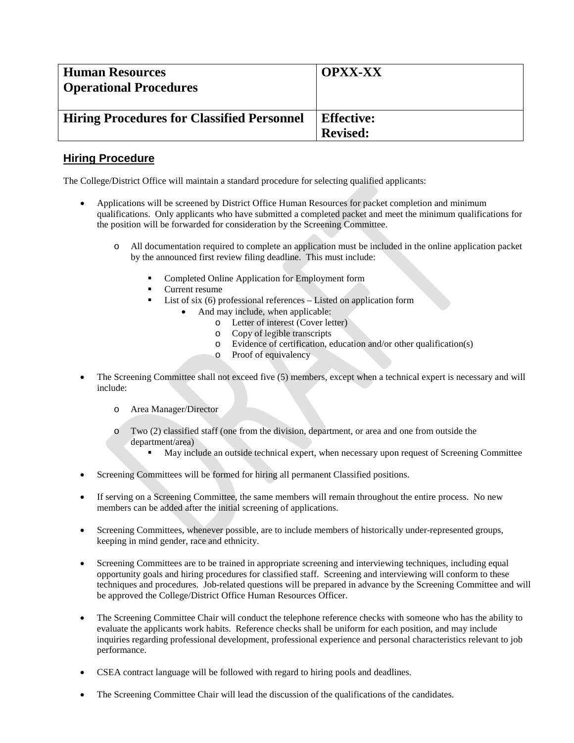| Human Resources<br>Operational Procedures | OPXX-XX |
|---|---|
| **Hiring Procedures for Classified Personnel** | **Effective:**<br>**Revised:** |

## Hiring Procedure

The College/District Office will maintain a standard procedure for selecting qualified applicants:

- Applications will be screened by District Office Human Resources for packet completion and minimum qualifications. Only applicants who have submitted a completed packet and meet the minimum qualifications for the position will be forwarded for consideration by the Screening Committee.
  - All documentation required to complete an application must be included in the online application packet by the announced first review filing deadline. This must include:
    - Completed Online Application for Employment form
    - Current resume
    - List of six (6) professional references – Listed on application form
      - And may include, when applicable:
        - Letter of interest (Cover letter)
        - Copy of legible transcripts
        - Evidence of certification, education and/or other qualification(s)
        - Proof of equivalency
- The Screening Committee shall not exceed five (5) members, except when a technical expert is necessary and will include:
  - Area Manager/Director
  - Two (2) classified staff (one from the division, department, or area and one from outside the department/area)
    - May include an outside technical expert, when necessary upon request of Screening Committee
- Screening Committees will be formed for hiring all permanent Classified positions.
- If serving on a Screening Committee, the same members will remain throughout the entire process. No new members can be added after the initial screening of applications.
- Screening Committees, whenever possible, are to include members of historically under-represented groups, keeping in mind gender, race and ethnicity.
- Screening Committees are to be trained in appropriate screening and interviewing techniques, including equal opportunity goals and hiring procedures for classified staff. Screening and interviewing will conform to these techniques and procedures. Job-related questions will be prepared in advance by the Screening Committee and will be approved the College/District Office Human Resources Officer.
- The Screening Committee Chair will conduct the telephone reference checks with someone who has the ability to evaluate the applicants work habits. Reference checks shall be uniform for each position, and may include inquiries regarding professional development, professional experience and personal characteristics relevant to job performance.
- CSEA contract language will be followed with regard to hiring pools and deadlines.
- The Screening Committee Chair will lead the discussion of the qualifications of the candidates.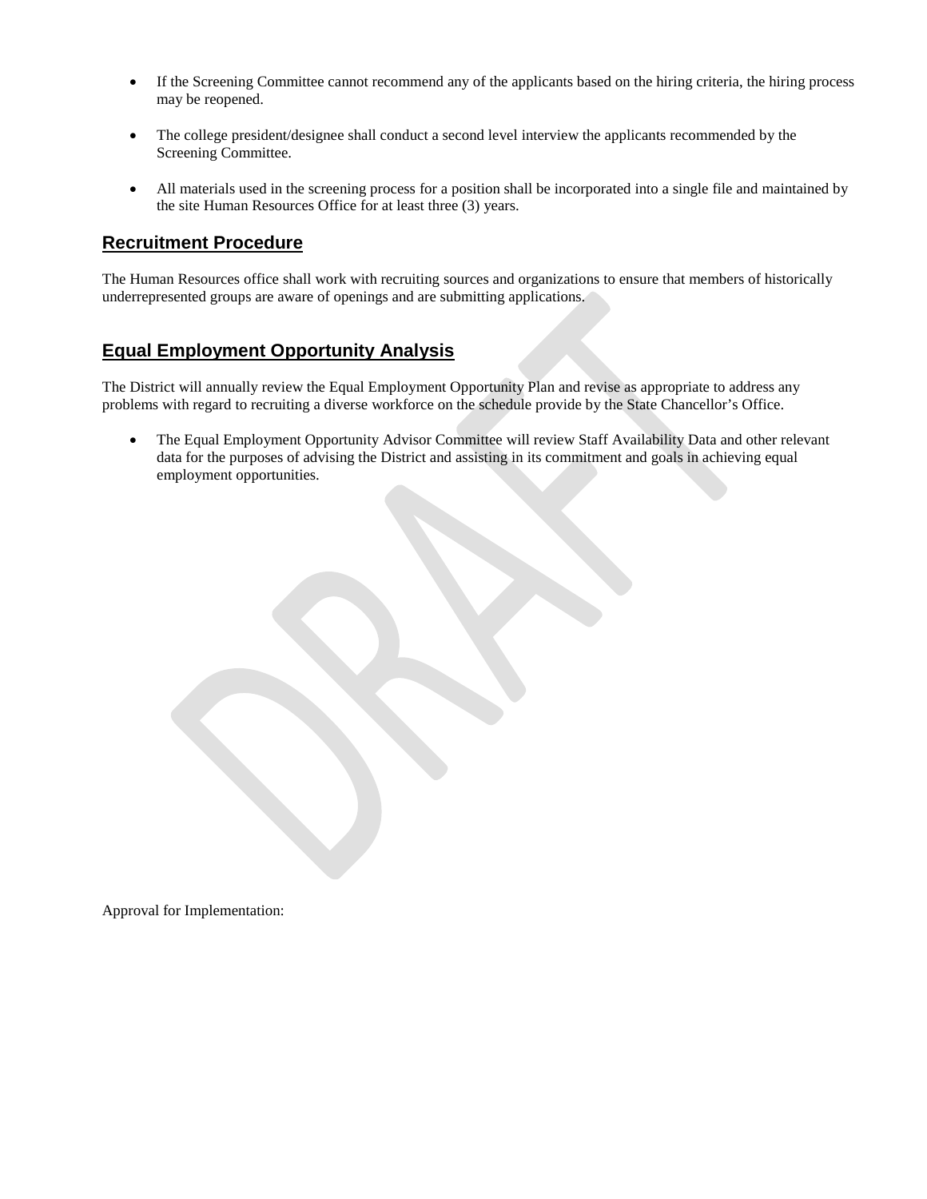- If the Screening Committee cannot recommend any of the applicants based on the hiring criteria, the hiring process may be reopened.

- The college president/designee shall conduct a second level interview the applicants recommended by the Screening Committee.

- All materials used in the screening process for a position shall be incorporated into a single file and maintained by the site Human Resources Office for at least three (3) years.

## Recruitment Procedure

The Human Resources office shall work with recruiting sources and organizations to ensure that members of historically underrepresented groups are aware of openings and are submitting applications.

## Equal Employment Opportunity Analysis

The District will annually review the Equal Employment Opportunity Plan and revise as appropriate to address any problems with regard to recruiting a diverse workforce on the schedule provide by the State Chancellor's Office.

- The Equal Employment Opportunity Advisor Committee will review Staff Availability Data and other relevant data for the purposes of advising the District and assisting in its commitment and goals in achieving equal employment opportunities.

Approval for Implementation: